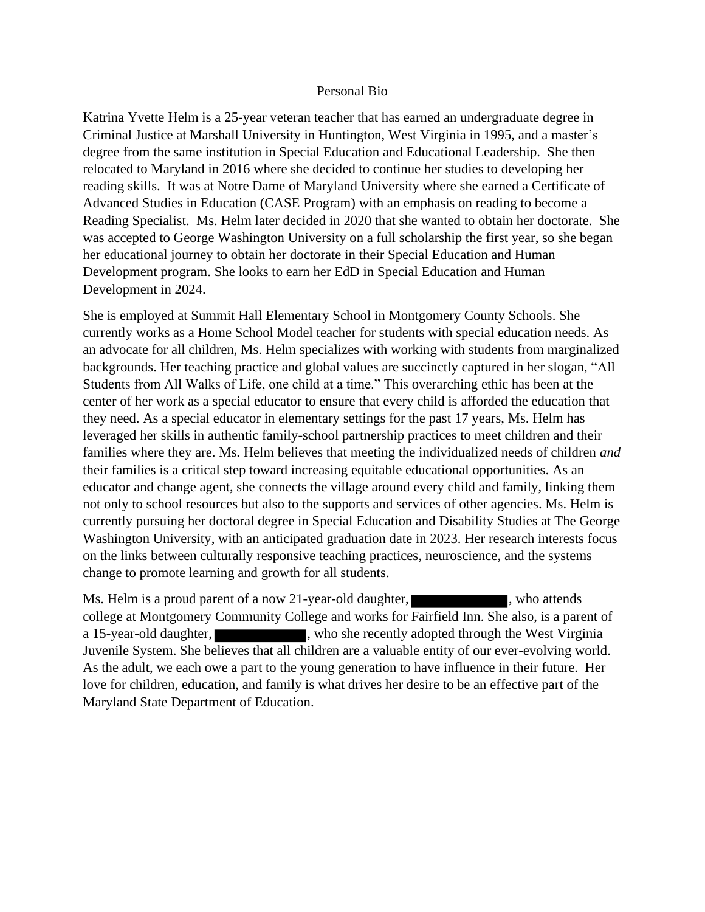# Personal Bio

Katrina Yvette Helm is a 25-year veteran teacher that has earned an undergraduate degree in Criminal Justice at Marshall University in Huntington, West Virginia in 1995, and a master's degree from the same institution in Special Education and Educational Leadership. She then relocated to Maryland in 2016 where she decided to continue her studies to developing her reading skills. It was at Notre Dame of Maryland University where she earned a Certificate of Advanced Studies in Education (CASE Program) with an emphasis on reading to become a Reading Specialist. Ms. Helm later decided in 2020 that she wanted to obtain her doctorate. She was accepted to George Washington University on a full scholarship the first year, so she began her educational journey to obtain her doctorate in their Special Education and Human Development program. She looks to earn her EdD in Special Education and Human Development in 2024.

She is employed at Summit Hall Elementary School in Montgomery County Schools. She currently works as a Home School Model teacher for students with special education needs. As an advocate for all children, Ms. Helm specializes with working with students from marginalized backgrounds. Her teaching practice and global values are succinctly captured in her slogan, "All Students from All Walks of Life, one child at a time." This overarching ethic has been at the center of her work as a special educator to ensure that every child is afforded the education that they need. As a special educator in elementary settings for the past 17 years, Ms. Helm has leveraged her skills in authentic family-school partnership practices to meet children and their families where they are. Ms. Helm believes that meeting the individualized needs of children *and* their families is a critical step toward increasing equitable educational opportunities. As an educator and change agent, she connects the village around every child and family, linking them not only to school resources but also to the supports and services of other agencies. Ms. Helm is currently pursuing her doctoral degree in Special Education and Disability Studies at The George Washington University, with an anticipated graduation date in 2023. Her research interests focus on the links between culturally responsive teaching practices, neuroscience, and the systems change to promote learning and growth for all students.

Ms. Helm is a proud parent of a now 21-year-old daughter, [REDACTED], who attends college at Montgomery Community College and works for Fairfield Inn. She also, is a parent of a 15-year-old daughter, [REDACTED], who she recently adopted through the West Virginia Juvenile System. She believes that all children are a valuable entity of our ever-evolving world. As the adult, we each owe a part to the young generation to have influence in their future. Her love for children, education, and family is what drives her desire to be an effective part of the Maryland State Department of Education.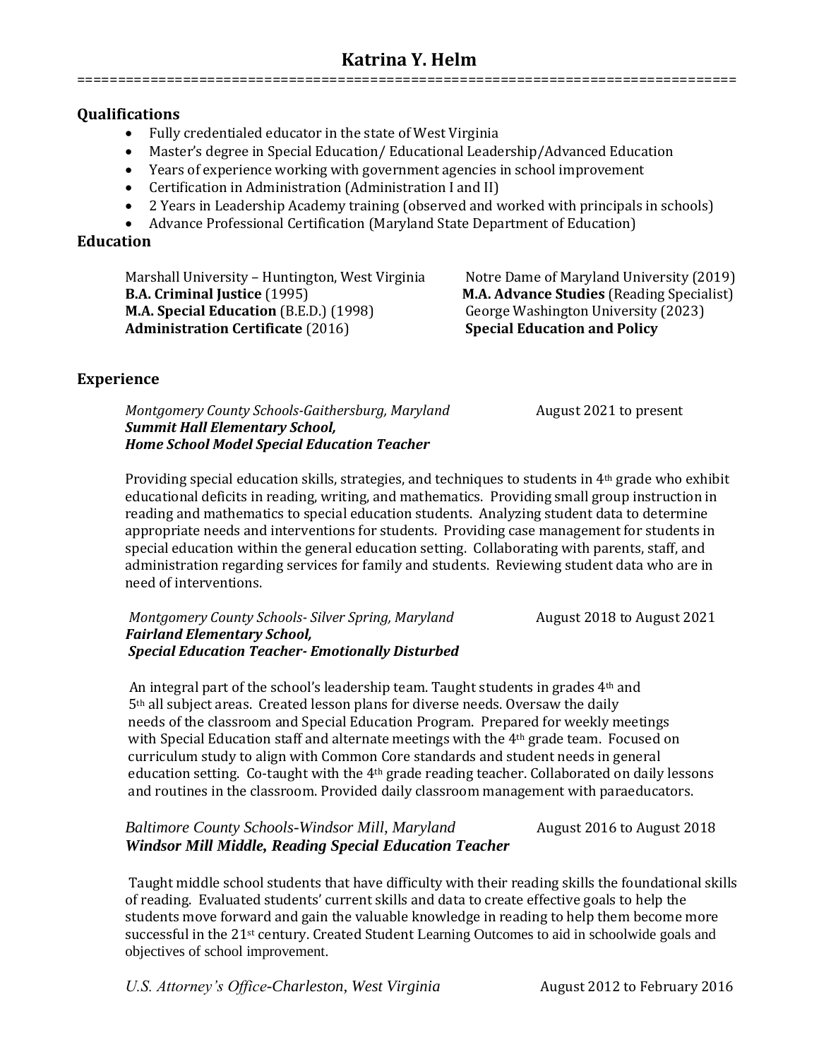# Katrina Y. Helm

## Qualifications

- Fully credentialed educator in the state of West Virginia
- Master's degree in Special Education/ Educational Leadership/Advanced Education
- Years of experience working with government agencies in school improvement
- Certification in Administration (Administration I and II)
- 2 Years in Leadership Academy training (observed and worked with principals in schools)
- Advance Professional Certification (Maryland State Department of Education)

## Education

Marshall University – Huntington, West Virginia
**B.A. Criminal Justice** (1995)
**M.A. Special Education** (B.E.D.) (1998)
**Administration Certificate** (2016)

Notre Dame of Maryland University (2019)
**M.A. Advance Studies** (Reading Specialist)

George Washington University (2023)
**Special Education and Policy**

## Experience

*Montgomery County Schools-Gaithersburg, Maryland* — August 2021 to present
***Summit Hall Elementary School,***
***Home School Model Special Education Teacher***

Providing special education skills, strategies, and techniques to students in 4th grade who exhibit educational deficits in reading, writing, and mathematics. Providing small group instruction in reading and mathematics to special education students. Analyzing student data to determine appropriate needs and interventions for students. Providing case management for students in special education within the general education setting. Collaborating with parents, staff, and administration regarding services for family and students. Reviewing student data who are in need of interventions.

*Montgomery County Schools- Silver Spring, Maryland* — August 2018 to August 2021
***Fairland Elementary School,***
***Special Education Teacher- Emotionally Disturbed***

An integral part of the school's leadership team. Taught students in grades 4th and 5th all subject areas. Created lesson plans for diverse needs. Oversaw the daily needs of the classroom and Special Education Program. Prepared for weekly meetings with Special Education staff and alternate meetings with the 4th grade team. Focused on curriculum study to align with Common Core standards and student needs in general education setting. Co-taught with the 4th grade reading teacher. Collaborated on daily lessons and routines in the classroom. Provided daily classroom management with paraeducators.

*Baltimore County Schools-Windsor Mill, Maryland* — August 2016 to August 2018
***Windsor Mill Middle, Reading Special Education Teacher***

Taught middle school students that have difficulty with their reading skills the foundational skills of reading. Evaluated students' current skills and data to create effective goals to help the students move forward and gain the valuable knowledge in reading to help them become more successful in the 21st century. Created Student Learning Outcomes to aid in schoolwide goals and objectives of school improvement.

*U.S. Attorney's Office-Charleston, West Virginia* — August 2012 to February 2016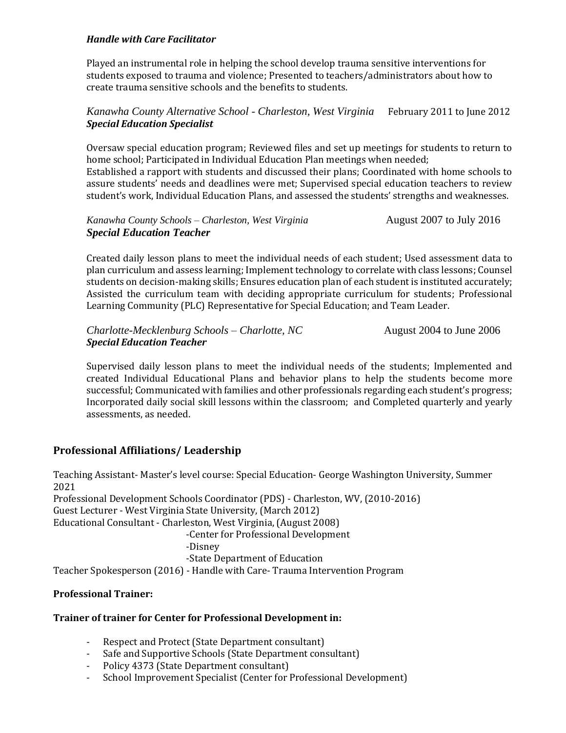***Handle with Care Facilitator***

Played an instrumental role in helping the school develop trauma sensitive interventions for students exposed to trauma and violence; Presented to teachers/administrators about how to create trauma sensitive schools and the benefits to students.

*Kanawha County Alternative School - Charleston, West Virginia* February 2011 to June 2012
***Special Education Specialist***

Oversaw special education program; Reviewed files and set up meetings for students to return to home school; Participated in Individual Education Plan meetings when needed;
Established a rapport with students and discussed their plans; Coordinated with home schools to assure students' needs and deadlines were met; Supervised special education teachers to review student's work, Individual Education Plans, and assessed the students' strengths and weaknesses.

*Kanawha County Schools – Charleston, West Virginia* August 2007 to July 2016
***Special Education Teacher***

Created daily lesson plans to meet the individual needs of each student; Used assessment data to plan curriculum and assess learning; Implement technology to correlate with class lessons; Counsel students on decision-making skills; Ensures education plan of each student is instituted accurately; Assisted the curriculum team with deciding appropriate curriculum for students; Professional Learning Community (PLC) Representative for Special Education; and Team Leader.

*Charlotte-Mecklenburg Schools – Charlotte, NC* August 2004 to June 2006
***Special Education Teacher***

Supervised daily lesson plans to meet the individual needs of the students; Implemented and created Individual Educational Plans and behavior plans to help the students become more successful; Communicated with families and other professionals regarding each student's progress; Incorporated daily social skill lessons within the classroom; and Completed quarterly and yearly assessments, as needed.

## Professional Affiliations/ Leadership

Teaching Assistant- Master's level course: Special Education- George Washington University, Summer 2021
Professional Development Schools Coordinator (PDS) - Charleston, WV, (2010-2016)
Guest Lecturer - West Virginia State University, (March 2012)
Educational Consultant - Charleston, West Virginia, (August 2008)
-Center for Professional Development
-Disney
-State Department of Education
Teacher Spokesperson (2016) - Handle with Care- Trauma Intervention Program

**Professional Trainer:**

**Trainer of trainer for Center for Professional Development in:**

- Respect and Protect (State Department consultant)
- Safe and Supportive Schools (State Department consultant)
- Policy 4373 (State Department consultant)
- School Improvement Specialist (Center for Professional Development)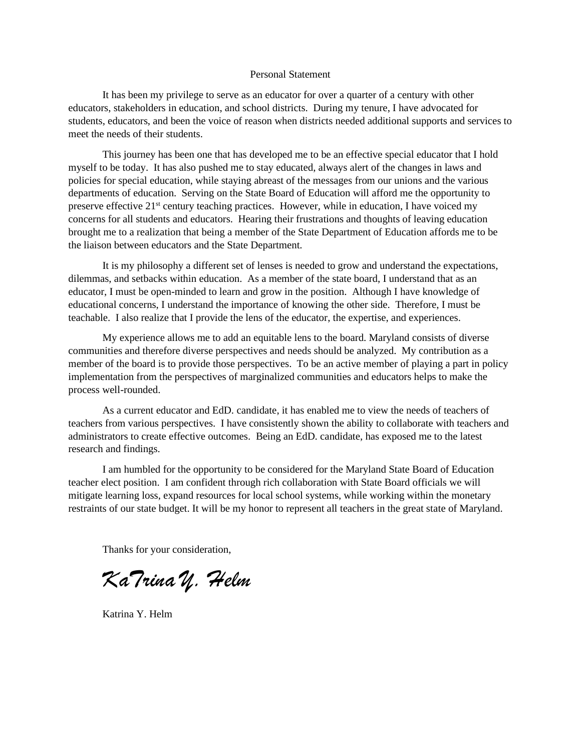Personal Statement

It has been my privilege to serve as an educator for over a quarter of a century with other educators, stakeholders in education, and school districts. During my tenure, I have advocated for students, educators, and been the voice of reason when districts needed additional supports and services to meet the needs of their students.

This journey has been one that has developed me to be an effective special educator that I hold myself to be today. It has also pushed me to stay educated, always alert of the changes in laws and policies for special education, while staying abreast of the messages from our unions and the various departments of education. Serving on the State Board of Education will afford me the opportunity to preserve effective 21st century teaching practices. However, while in education, I have voiced my concerns for all students and educators. Hearing their frustrations and thoughts of leaving education brought me to a realization that being a member of the State Department of Education affords me to be the liaison between educators and the State Department.

It is my philosophy a different set of lenses is needed to grow and understand the expectations, dilemmas, and setbacks within education. As a member of the state board, I understand that as an educator, I must be open-minded to learn and grow in the position. Although I have knowledge of educational concerns, I understand the importance of knowing the other side. Therefore, I must be teachable. I also realize that I provide the lens of the educator, the expertise, and experiences.

My experience allows me to add an equitable lens to the board. Maryland consists of diverse communities and therefore diverse perspectives and needs should be analyzed. My contribution as a member of the board is to provide those perspectives. To be an active member of playing a part in policy implementation from the perspectives of marginalized communities and educators helps to make the process well-rounded.

As a current educator and EdD. candidate, it has enabled me to view the needs of teachers of teachers from various perspectives. I have consistently shown the ability to collaborate with teachers and administrators to create effective outcomes. Being an EdD. candidate, has exposed me to the latest research and findings.

I am humbled for the opportunity to be considered for the Maryland State Board of Education teacher elect position. I am confident through rich collaboration with State Board officials we will mitigate learning loss, expand resources for local school systems, while working within the monetary restraints of our state budget. It will be my honor to represent all teachers in the great state of Maryland.

Thanks for your consideration,

*KaTrina Y. Helm*

Katrina Y. Helm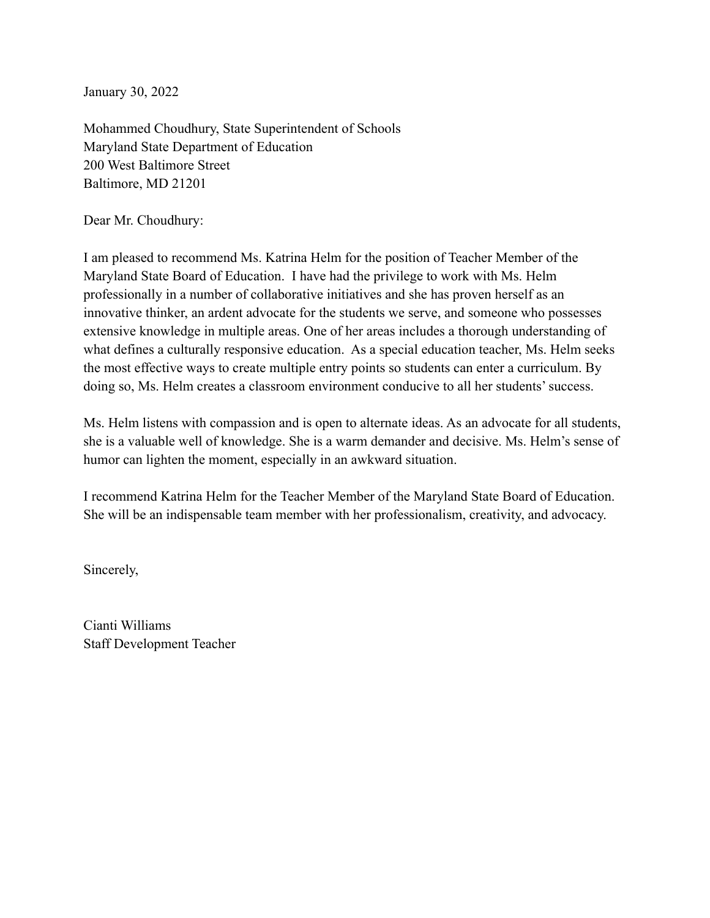January 30, 2022

Mohammed Choudhury, State Superintendent of Schools
Maryland State Department of Education
200 West Baltimore Street
Baltimore, MD 21201

Dear Mr. Choudhury:

I am pleased to recommend Ms. Katrina Helm for the position of Teacher Member of the Maryland State Board of Education. I have had the privilege to work with Ms. Helm professionally in a number of collaborative initiatives and she has proven herself as an innovative thinker, an ardent advocate for the students we serve, and someone who possesses extensive knowledge in multiple areas. One of her areas includes a thorough understanding of what defines a culturally responsive education. As a special education teacher, Ms. Helm seeks the most effective ways to create multiple entry points so students can enter a curriculum. By doing so, Ms. Helm creates a classroom environment conducive to all her students' success.

Ms. Helm listens with compassion and is open to alternate ideas. As an advocate for all students, she is a valuable well of knowledge. She is a warm demander and decisive. Ms. Helm's sense of humor can lighten the moment, especially in an awkward situation.

I recommend Katrina Helm for the Teacher Member of the Maryland State Board of Education. She will be an indispensable team member with her professionalism, creativity, and advocacy.

Sincerely,

Cianti Williams
Staff Development Teacher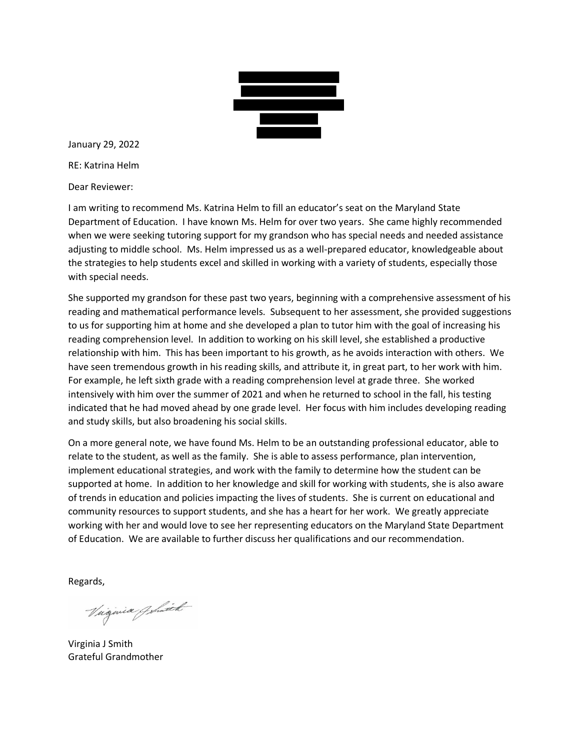January 29, 2022

RE: Katrina Helm

Dear Reviewer:

I am writing to recommend Ms. Katrina Helm to fill an educator's seat on the Maryland State Department of Education. I have known Ms. Helm for over two years. She came highly recommended when we were seeking tutoring support for my grandson who has special needs and needed assistance adjusting to middle school. Ms. Helm impressed us as a well-prepared educator, knowledgeable about the strategies to help students excel and skilled in working with a variety of students, especially those with special needs.

She supported my grandson for these past two years, beginning with a comprehensive assessment of his reading and mathematical performance levels. Subsequent to her assessment, she provided suggestions to us for supporting him at home and she developed a plan to tutor him with the goal of increasing his reading comprehension level. In addition to working on his skill level, she established a productive relationship with him. This has been important to his growth, as he avoids interaction with others. We have seen tremendous growth in his reading skills, and attribute it, in great part, to her work with him. For example, he left sixth grade with a reading comprehension level at grade three. She worked intensively with him over the summer of 2021 and when he returned to school in the fall, his testing indicated that he had moved ahead by one grade level. Her focus with him includes developing reading and study skills, but also broadening his social skills.

On a more general note, we have found Ms. Helm to be an outstanding professional educator, able to relate to the student, as well as the family. She is able to assess performance, plan intervention, implement educational strategies, and work with the family to determine how the student can be supported at home. In addition to her knowledge and skill for working with students, she is also aware of trends in education and policies impacting the lives of students. She is current on educational and community resources to support students, and she has a heart for her work. We greatly appreciate working with her and would love to see her representing educators on the Maryland State Department of Education. We are available to further discuss her qualifications and our recommendation.

Regards,

Virginia J Smith

Virginia J Smith
Grateful Grandmother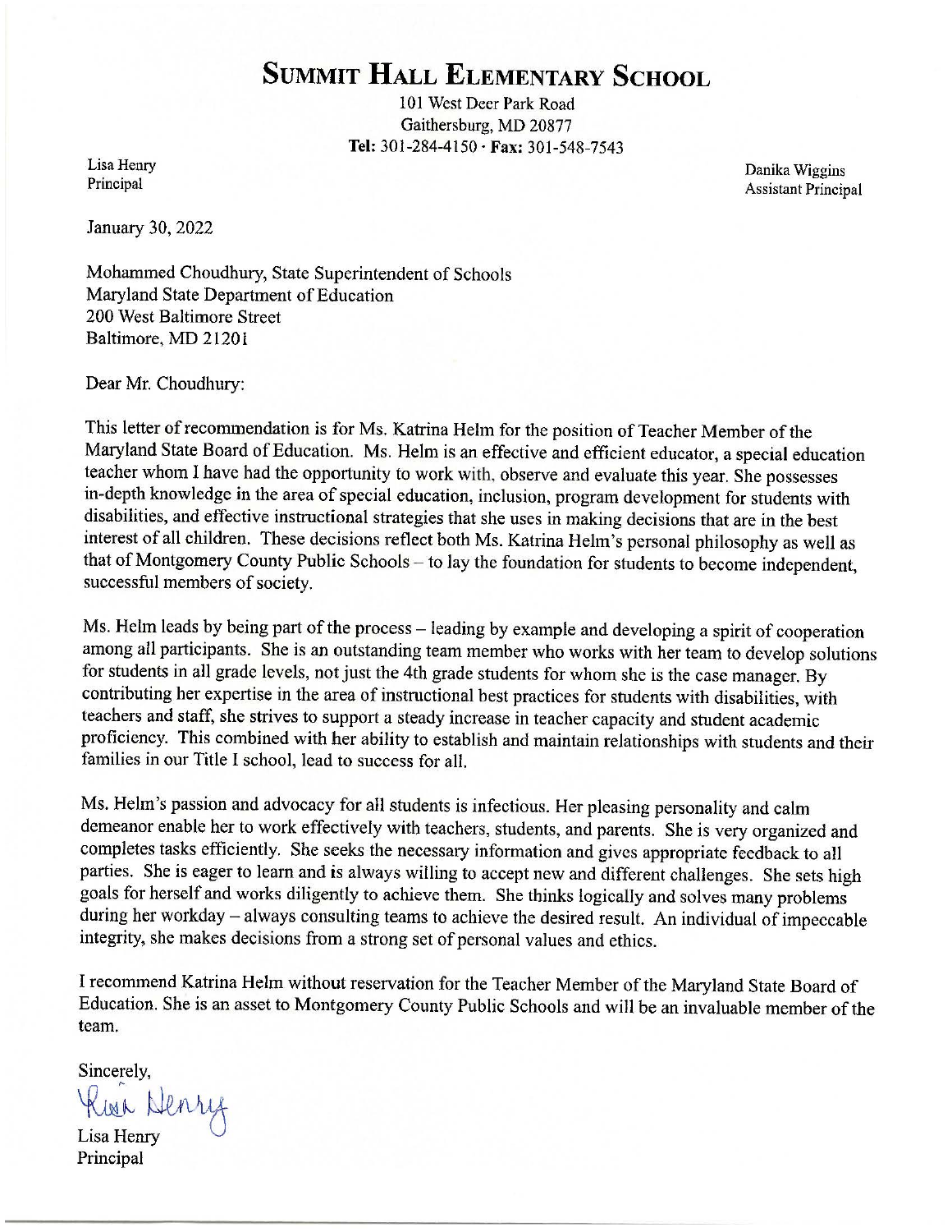# Summit Hall Elementary School

101 West Deer Park Road
Gaithersburg, MD 20877
**Tel:** 301-284-4150 · **Fax:** 301-548-7543

Lisa Henry
Principal

Danika Wiggins
Assistant Principal

January 30, 2022

Mohammed Choudhury, State Superintendent of Schools
Maryland State Department of Education
200 West Baltimore Street
Baltimore, MD 21201

Dear Mr. Choudhury:

This letter of recommendation is for Ms. Katrina Helm for the position of Teacher Member of the Maryland State Board of Education. Ms. Helm is an effective and efficient educator, a special education teacher whom I have had the opportunity to work with, observe and evaluate this year. She possesses in-depth knowledge in the area of special education, inclusion, program development for students with disabilities, and effective instructional strategies that she uses in making decisions that are in the best interest of all children. These decisions reflect both Ms. Katrina Helm's personal philosophy as well as that of Montgomery County Public Schools – to lay the foundation for students to become independent, successful members of society.

Ms. Helm leads by being part of the process – leading by example and developing a spirit of cooperation among all participants. She is an outstanding team member who works with her team to develop solutions for students in all grade levels, not just the 4th grade students for whom she is the case manager. By contributing her expertise in the area of instructional best practices for students with disabilities, with teachers and staff, she strives to support a steady increase in teacher capacity and student academic proficiency. This combined with her ability to establish and maintain relationships with students and their families in our Title I school, lead to success for all.

Ms. Helm's passion and advocacy for all students is infectious. Her pleasing personality and calm demeanor enable her to work effectively with teachers, students, and parents. She is very organized and completes tasks efficiently. She seeks the necessary information and gives appropriate feedback to all parties. She is eager to learn and is always willing to accept new and different challenges. She sets high goals for herself and works diligently to achieve them. She thinks logically and solves many problems during her workday – always consulting teams to achieve the desired result. An individual of impeccable integrity, she makes decisions from a strong set of personal values and ethics.

I recommend Katrina Helm without reservation for the Teacher Member of the Maryland State Board of Education. She is an asset to Montgomery County Public Schools and will be an invaluable member of the team.

Sincerely,

Lisa Henry

Lisa Henry
Principal